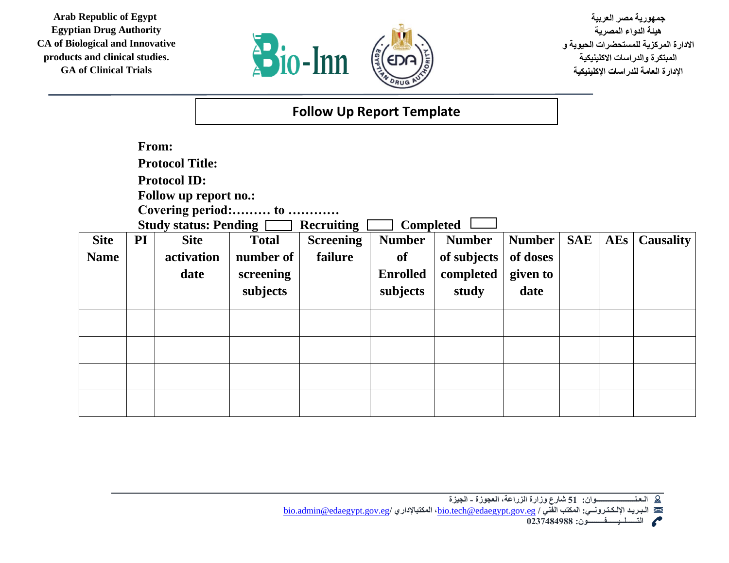Arab Republic of Egypt
Egyptian Drug Authority
CA of Biological and Innovative products and clinical studies.
GA of Clinical Trials

جمهورية مصر العربية
هيئة الدواء المصرية
الادارة المركزية للمستحضرات الحيوية و المبتكرة والدراسات الاكلينيكية
الإدارة العامة للدراسات الإكلينيكية

# Follow Up Report Template

**From:**
**Protocol Title:**
**Protocol ID:**
**Follow up report no.:**
**Covering period:……… to …………**
**Study status: Pending ☐ Recruiting ☐ Completed ☐**

| Site Name | PI | Site activation date | Total number of screening subjects | Screening failure | Number of Enrolled subjects | Number of subjects completed study | Number of doses given to date | SAE | AEs | Causality |
|---|---|---|---|---|---|---|---|---|---|---|
| | | | | | | | | | | |
| | | | | | | | | | | |
| | | | | | | | | | | |
| | | | | | | | | | | |

العنـــــــــــوان: 51 شارع وزارة الزراعة، العجوزة - الجيزة
البـريـد الإلـكـتـرونـي: المكتب الفني / bio.tech@edaegypt.gov.eg، المكتبالإداري /bio.admin@edaegypt.gov.eg
التـــلــيـــفـــون: 0237484988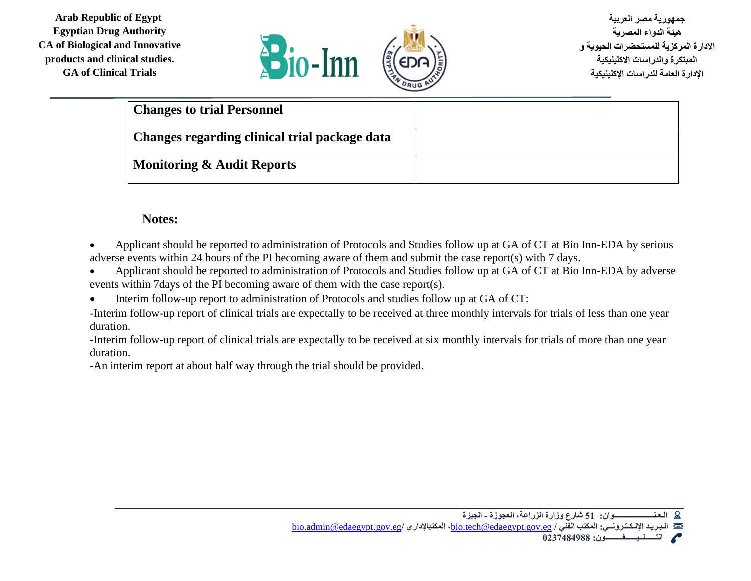| | |
|---|---|
| **Changes to trial Personnel** | |
| **Changes regarding clinical trial package data** | |
| **Monitoring & Audit Reports** | |

**Notes:**

- Applicant should be reported to administration of Protocols and Studies follow up at GA of CT at Bio Inn-EDA by serious adverse events within 24 hours of the PI becoming aware of them and submit the case report(s) with 7 days.
- Applicant should be reported to administration of Protocols and Studies follow up at GA of CT at Bio Inn-EDA by adverse events within 7days of the PI becoming aware of them with the case report(s).
- Interim follow-up report to administration of Protocols and studies follow up at GA of CT:

-Interim follow-up report of clinical trials are expectally to be received at three monthly intervals for trials of less than one year duration.

-Interim follow-up report of clinical trials are expectally to be received at six monthly intervals for trials of more than one year duration.

-An interim report at about half way through the trial should be provided.